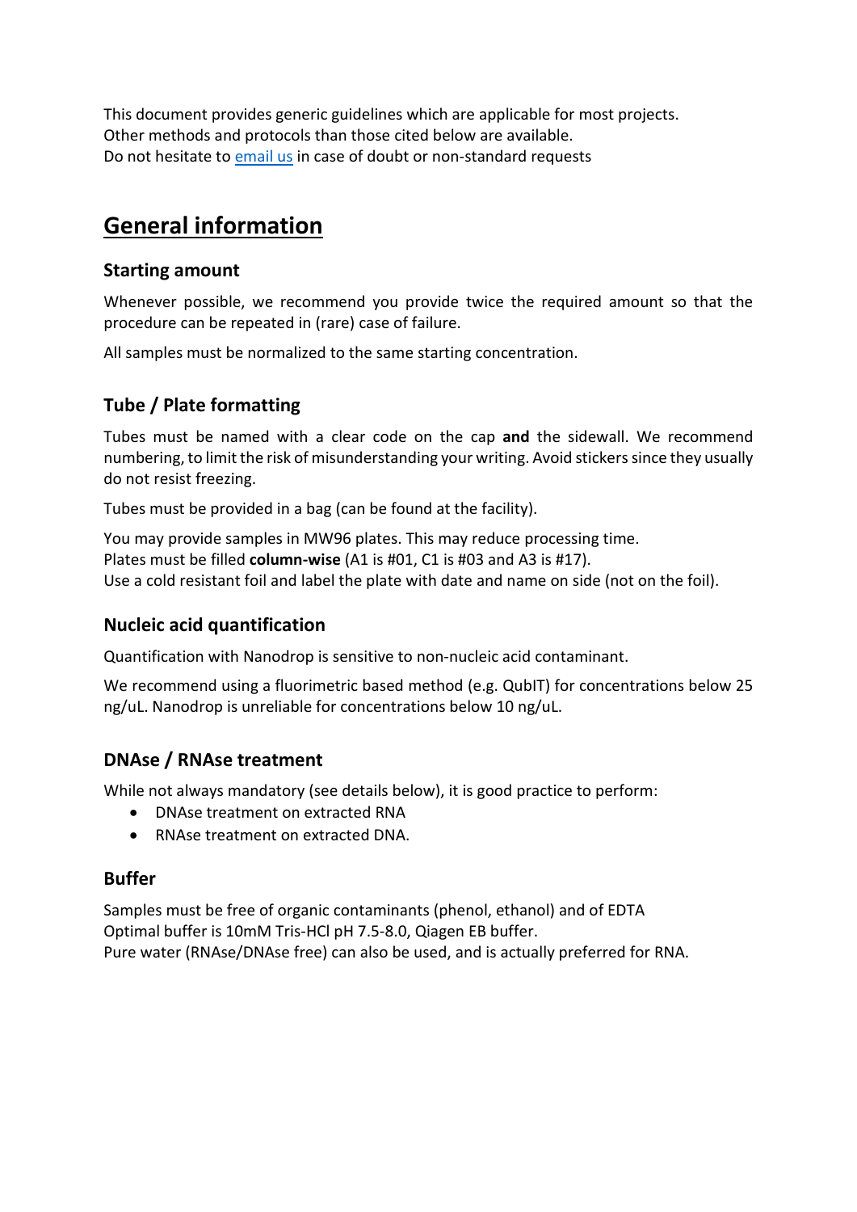This document provides generic guidelines which are applicable for most projects.
Other methods and protocols than those cited below are available.
Do not hesitate to [email us](mailto:) in case of doubt or non-standard requests

# General information

### Starting amount

Whenever possible, we recommend you provide twice the required amount so that the procedure can be repeated in (rare) case of failure.

All samples must be normalized to the same starting concentration.

### Tube / Plate formatting

Tubes must be named with a clear code on the cap **and** the sidewall. We recommend numbering, to limit the risk of misunderstanding your writing. Avoid stickers since they usually do not resist freezing.

Tubes must be provided in a bag (can be found at the facility).

You may provide samples in MW96 plates. This may reduce processing time.
Plates must be filled **column-wise** (A1 is #01, C1 is #03 and A3 is #17).
Use a cold resistant foil and label the plate with date and name on side (not on the foil).

### Nucleic acid quantification

Quantification with Nanodrop is sensitive to non-nucleic acid contaminant.

We recommend using a fluorimetric based method (e.g. QubIT) for concentrations below 25 ng/uL. Nanodrop is unreliable for concentrations below 10 ng/uL.

### DNAse / RNAse treatment

While not always mandatory (see details below), it is good practice to perform:

- DNAse treatment on extracted RNA
- RNAse treatment on extracted DNA.

### Buffer

Samples must be free of organic contaminants (phenol, ethanol) and of EDTA
Optimal buffer is 10mM Tris-HCl pH 7.5-8.0, Qiagen EB buffer.
Pure water (RNAse/DNAse free) can also be used, and is actually preferred for RNA.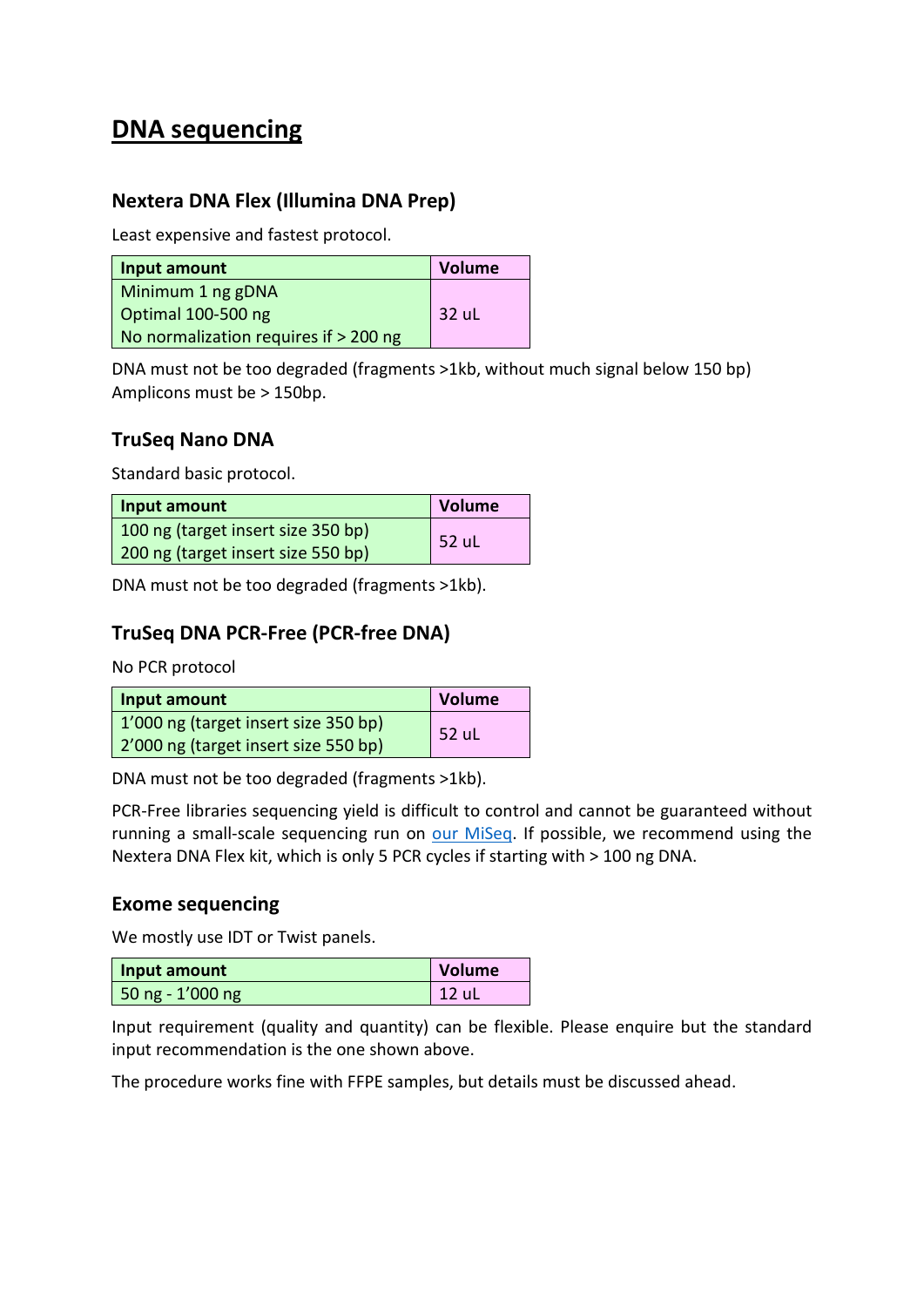# DNA sequencing

## Nextera DNA Flex (Illumina DNA Prep)

Least expensive and fastest protocol.

| Input amount | Volume |
|---|---|
| Minimum 1 ng gDNA<br>Optimal 100-500 ng<br>No normalization requires if > 200 ng | 32 uL |

DNA must not be too degraded (fragments >1kb, without much signal below 150 bp)
Amplicons must be > 150bp.

## TruSeq Nano DNA

Standard basic protocol.

| Input amount | Volume |
|---|---|
| 100 ng (target insert size 350 bp)<br>200 ng (target insert size 550 bp) | 52 uL |

DNA must not be too degraded (fragments >1kb).

## TruSeq DNA PCR-Free (PCR-free DNA)

No PCR protocol

| Input amount | Volume |
|---|---|
| 1'000 ng (target insert size 350 bp)<br>2'000 ng (target insert size 550 bp) | 52 uL |

DNA must not be too degraded (fragments >1kb).

PCR-Free libraries sequencing yield is difficult to control and cannot be guaranteed without running a small-scale sequencing run on our MiSeq. If possible, we recommend using the Nextera DNA Flex kit, which is only 5 PCR cycles if starting with > 100 ng DNA.

## Exome sequencing

We mostly use IDT or Twist panels.

| Input amount | Volume |
|---|---|
| 50 ng - 1'000 ng | 12 uL |

Input requirement (quality and quantity) can be flexible. Please enquire but the standard input recommendation is the one shown above.

The procedure works fine with FFPE samples, but details must be discussed ahead.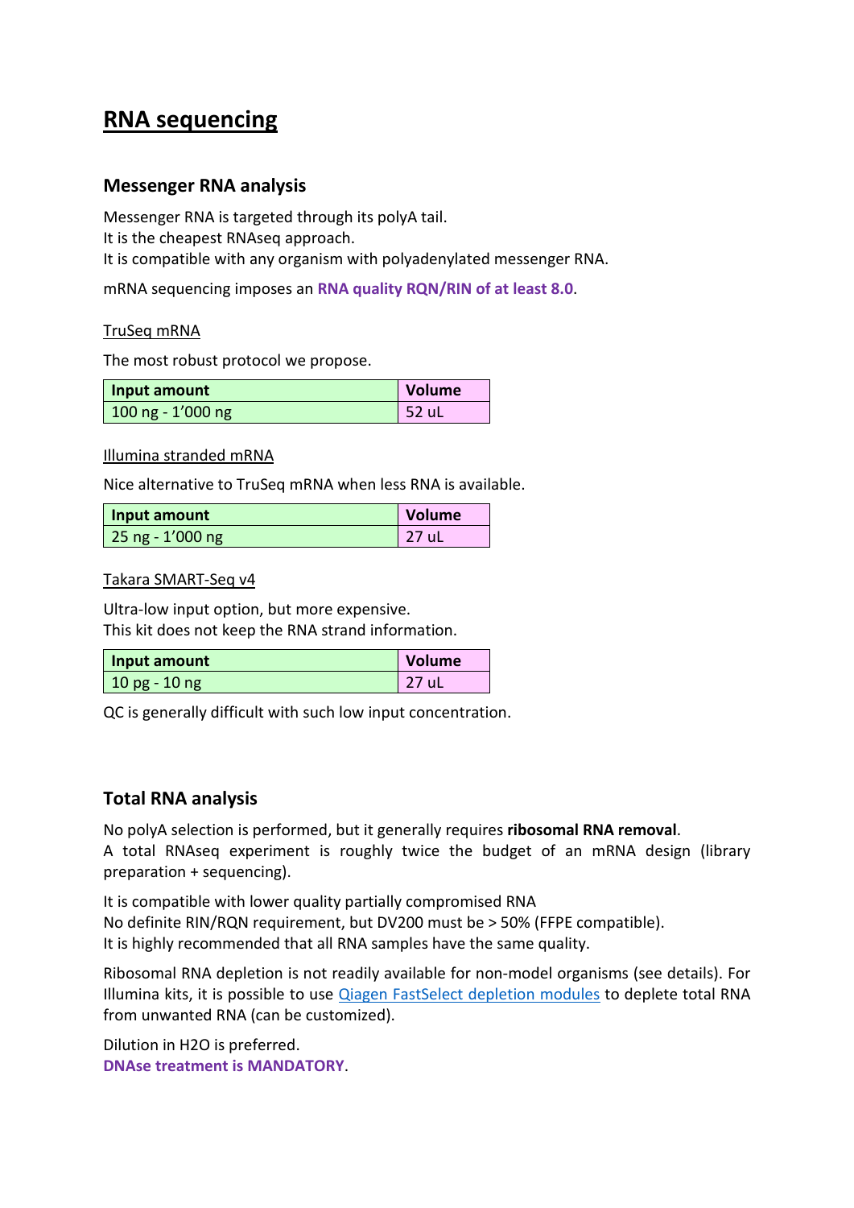# RNA sequencing

## Messenger RNA analysis

Messenger RNA is targeted through its polyA tail.
It is the cheapest RNAseq approach.
It is compatible with any organism with polyadenylated messenger RNA.

mRNA sequencing imposes an **RNA quality RQN/RIN of at least 8.0**.

TruSeq mRNA

The most robust protocol we propose.

| Input amount | Volume |
|---|---|
| 100 ng - 1’000 ng | 52 uL |

Illumina stranded mRNA

Nice alternative to TruSeq mRNA when less RNA is available.

| Input amount | Volume |
|---|---|
| 25 ng - 1’000 ng | 27 uL |

Takara SMART-Seq v4

Ultra-low input option, but more expensive.
This kit does not keep the RNA strand information.

| Input amount | Volume |
|---|---|
| 10 pg - 10 ng | 27 uL |

QC is generally difficult with such low input concentration.

## Total RNA analysis

No polyA selection is performed, but it generally requires **ribosomal RNA removal**.
A total RNAseq experiment is roughly twice the budget of an mRNA design (library preparation + sequencing).

It is compatible with lower quality partially compromised RNA
No definite RIN/RQN requirement, but DV200 must be > 50% (FFPE compatible).
It is highly recommended that all RNA samples have the same quality.

Ribosomal RNA depletion is not readily available for non-model organisms (see details). For Illumina kits, it is possible to use Qiagen FastSelect depletion modules to deplete total RNA from unwanted RNA (can be customized).

Dilution in H2O is preferred.
**DNAse treatment is MANDATORY**.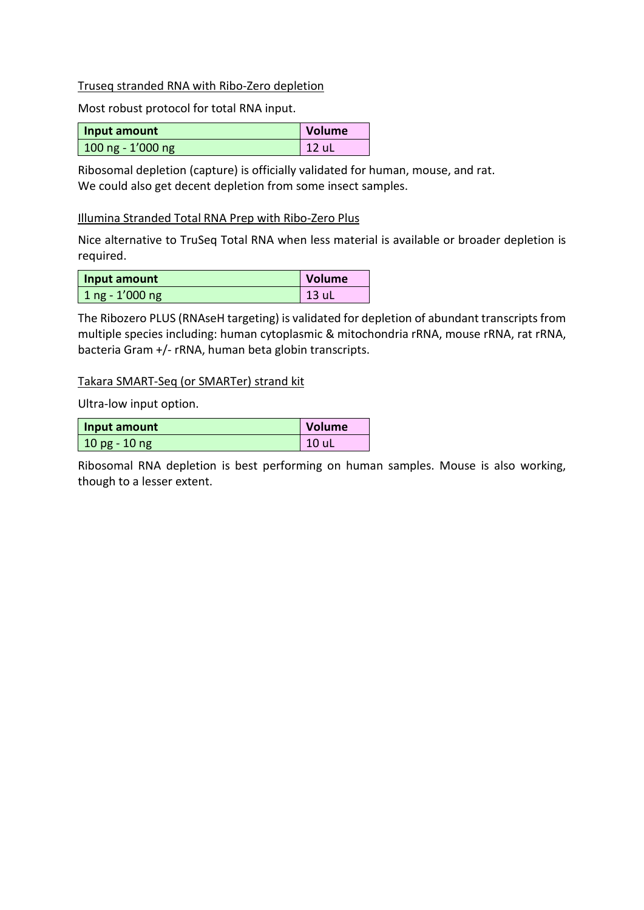<u>Truseq stranded RNA with Ribo-Zero depletion</u>

Most robust protocol for total RNA input.

| Input amount | Volume |
|---|---|
| 100 ng - 1’000 ng | 12 uL |

Ribosomal depletion (capture) is officially validated for human, mouse, and rat.
We could also get decent depletion from some insect samples.

<u>Illumina Stranded Total RNA Prep with Ribo-Zero Plus</u>

Nice alternative to TruSeq Total RNA when less material is available or broader depletion is required.

| Input amount | Volume |
|---|---|
| 1 ng - 1’000 ng | 13 uL |

The Ribozero PLUS (RNAseH targeting) is validated for depletion of abundant transcripts from multiple species including: human cytoplasmic & mitochondria rRNA, mouse rRNA, rat rRNA, bacteria Gram +/- rRNA, human beta globin transcripts.

<u>Takara SMART-Seq (or SMARTer) strand kit</u>

Ultra-low input option.

| Input amount | Volume |
|---|---|
| 10 pg - 10 ng | 10 uL |

Ribosomal RNA depletion is best performing on human samples. Mouse is also working, though to a lesser extent.